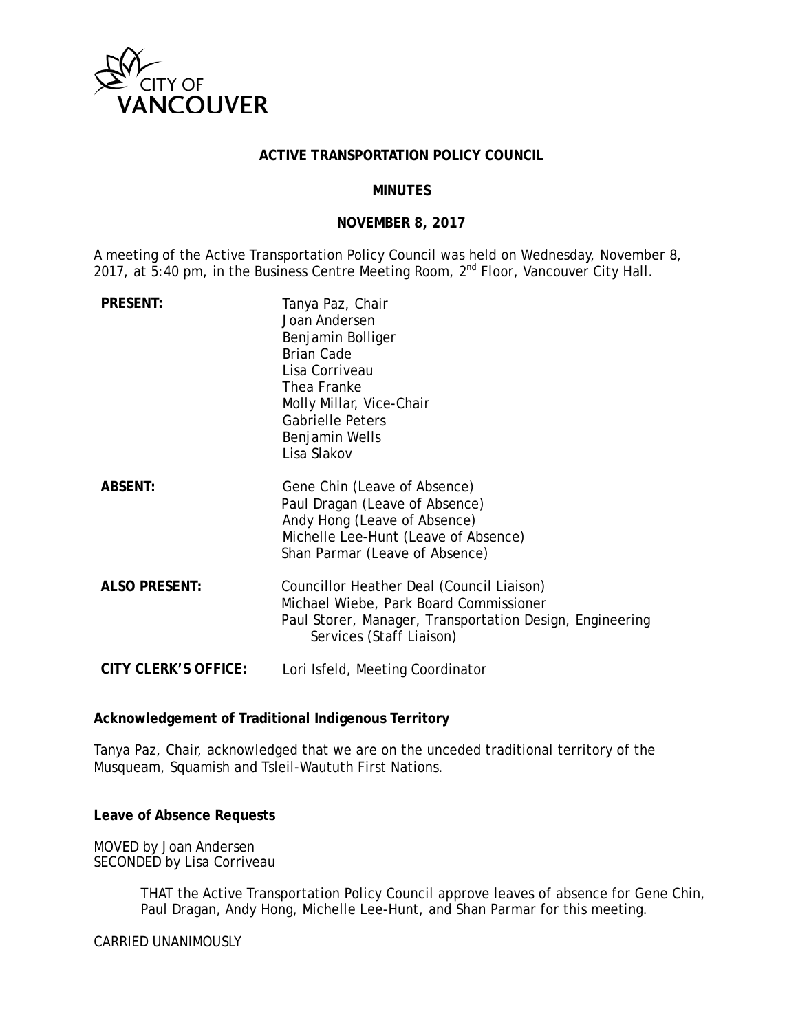CITY OF VANCOUVER

# ACTIVE TRANSPORTATION POLICY COUNCIL

## MINUTES

## NOVEMBER 8, 2017

A meeting of the Active Transportation Policy Council was held on Wednesday, November 8, 2017, at 5:40 pm, in the Business Centre Meeting Room, 2nd Floor, Vancouver City Hall.

| | |
|---|---|
| **PRESENT:** | Tanya Paz, Chair<br>Joan Andersen<br>Benjamin Bolliger<br>Brian Cade<br>Lisa Corriveau<br>Thea Franke<br>Molly Millar, Vice-Chair<br>Gabrielle Peters<br>Benjamin Wells<br>Lisa Slakov |
| **ABSENT:** | Gene Chin (Leave of Absence)<br>Paul Dragan (Leave of Absence)<br>Andy Hong (Leave of Absence)<br>Michelle Lee-Hunt (Leave of Absence)<br>Shan Parmar (Leave of Absence) |
| **ALSO PRESENT:** | Councillor Heather Deal (Council Liaison)<br>Michael Wiebe, Park Board Commissioner<br>Paul Storer, Manager, Transportation Design, Engineering Services (Staff Liaison) |
| **CITY CLERK'S OFFICE:** | Lori Isfeld, Meeting Coordinator |

**Acknowledgement of Traditional Indigenous Territory**

Tanya Paz, Chair, acknowledged that we are on the unceded traditional territory of the Musqueam, Squamish and Tsleil-Waututh First Nations.

**Leave of Absence Requests**

MOVED by Joan Andersen
SECONDED by Lisa Corriveau

> THAT the Active Transportation Policy Council approve leaves of absence for Gene Chin, Paul Dragan, Andy Hong, Michelle Lee-Hunt, and Shan Parmar for this meeting.

CARRIED UNANIMOUSLY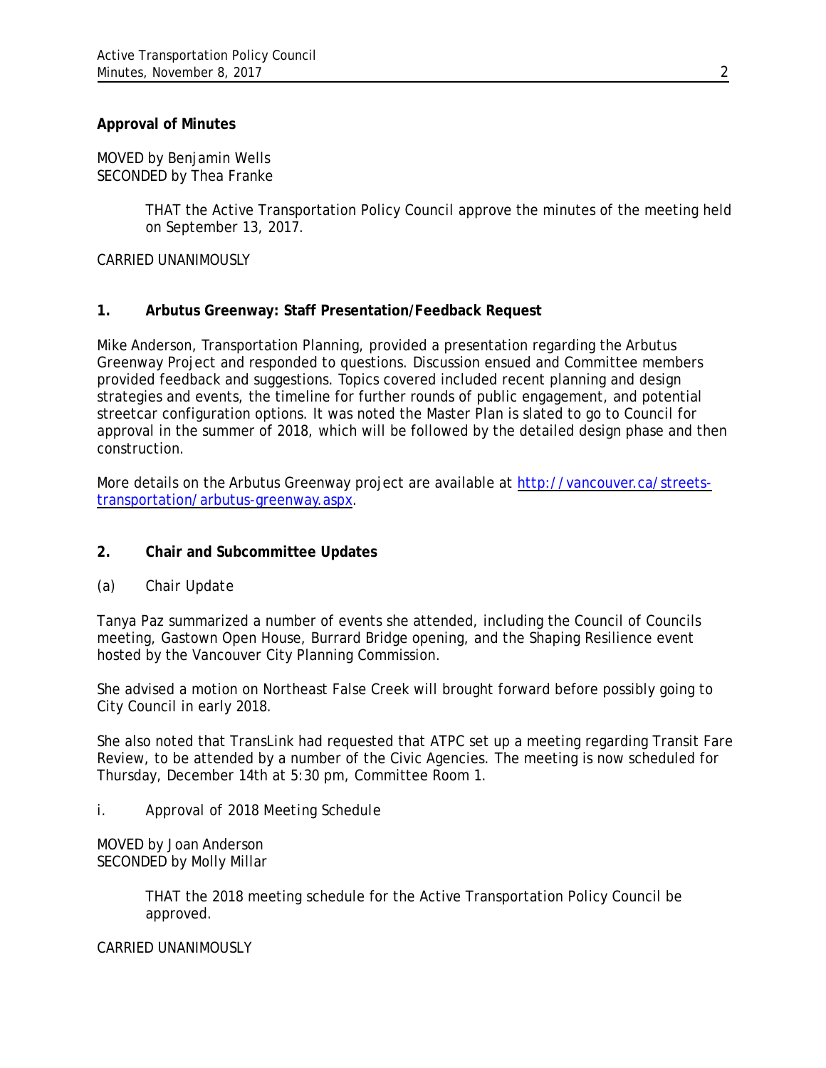**Approval of Minutes**

MOVED by Benjamin Wells
SECONDED by Thea Franke

> THAT the Active Transportation Policy Council approve the minutes of the meeting held on September 13, 2017.

CARRIED UNANIMOUSLY

**1. Arbutus Greenway: Staff Presentation/Feedback Request**

Mike Anderson, Transportation Planning, provided a presentation regarding the Arbutus Greenway Project and responded to questions. Discussion ensued and Committee members provided feedback and suggestions. Topics covered included recent planning and design strategies and events, the timeline for further rounds of public engagement, and potential streetcar configuration options. It was noted the Master Plan is slated to go to Council for approval in the summer of 2018, which will be followed by the detailed design phase and then construction.

More details on the Arbutus Greenway project are available at [http://vancouver.ca/streets-transportation/arbutus-greenway.aspx](http://vancouver.ca/streets-transportation/arbutus-greenway.aspx).

**2. Chair and Subcommittee Updates**

(a) Chair Update

Tanya Paz summarized a number of events she attended, including the Council of Councils meeting, Gastown Open House, Burrard Bridge opening, and the Shaping Resilience event hosted by the Vancouver City Planning Commission.

She advised a motion on Northeast False Creek will brought forward before possibly going to City Council in early 2018.

She also noted that TransLink had requested that ATPC set up a meeting regarding Transit Fare Review, to be attended by a number of the Civic Agencies. The meeting is now scheduled for Thursday, December 14th at 5:30 pm, Committee Room 1.

i. Approval of 2018 Meeting Schedule

MOVED by Joan Anderson
SECONDED by Molly Millar

> THAT the 2018 meeting schedule for the Active Transportation Policy Council be approved.

CARRIED UNANIMOUSLY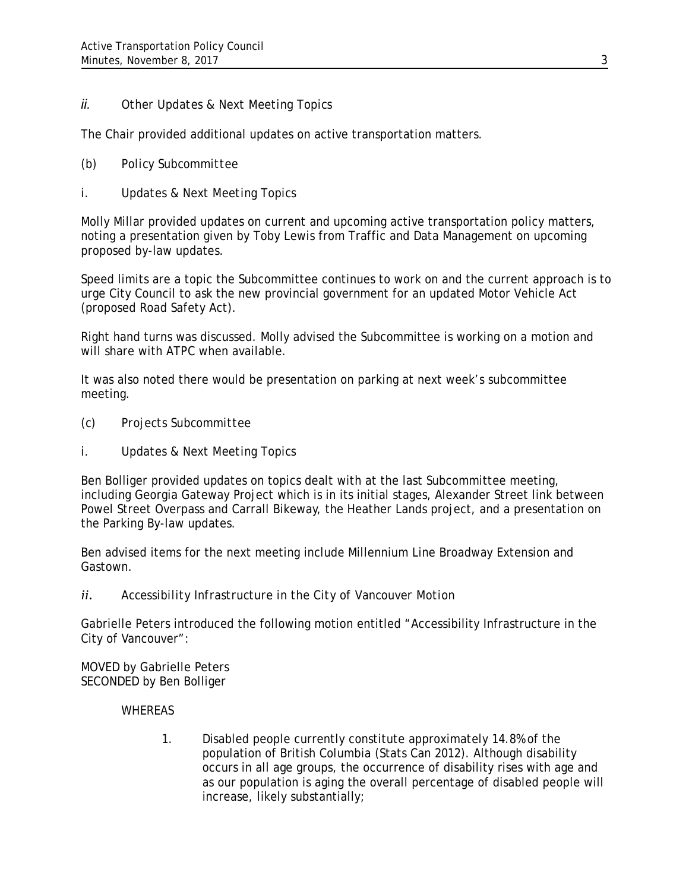*ii.* Other Updates & Next Meeting Topics

The Chair provided additional updates on active transportation matters.

(b) Policy Subcommittee

i. Updates & Next Meeting Topics

Molly Millar provided updates on current and upcoming active transportation policy matters, noting a presentation given by Toby Lewis from Traffic and Data Management on upcoming proposed by-law updates.

Speed limits are a topic the Subcommittee continues to work on and the current approach is to urge City Council to ask the new provincial government for an updated Motor Vehicle Act (proposed Road Safety Act).

Right hand turns was discussed. Molly advised the Subcommittee is working on a motion and will share with ATPC when available.

It was also noted there would be presentation on parking at next week's subcommittee meeting.

(c) Projects Subcommittee

i. Updates & Next Meeting Topics

Ben Bolliger provided updates on topics dealt with at the last Subcommittee meeting, including Georgia Gateway Project which is in its initial stages, Alexander Street link between Powel Street Overpass and Carrall Bikeway, the Heather Lands project, and a presentation on the Parking By-law updates.

Ben advised items for the next meeting include Millennium Line Broadway Extension and Gastown.

*ii.* Accessibility Infrastructure in the City of Vancouver Motion

Gabrielle Peters introduced the following motion entitled "Accessibility Infrastructure in the City of Vancouver":

MOVED by Gabrielle Peters
SECONDED by Ben Bolliger

WHEREAS

1. Disabled people currently constitute approximately 14.8% of the population of British Columbia (Stats Can 2012). Although disability occurs in all age groups, the occurrence of disability rises with age and as our population is aging the overall percentage of disabled people will increase, likely substantially;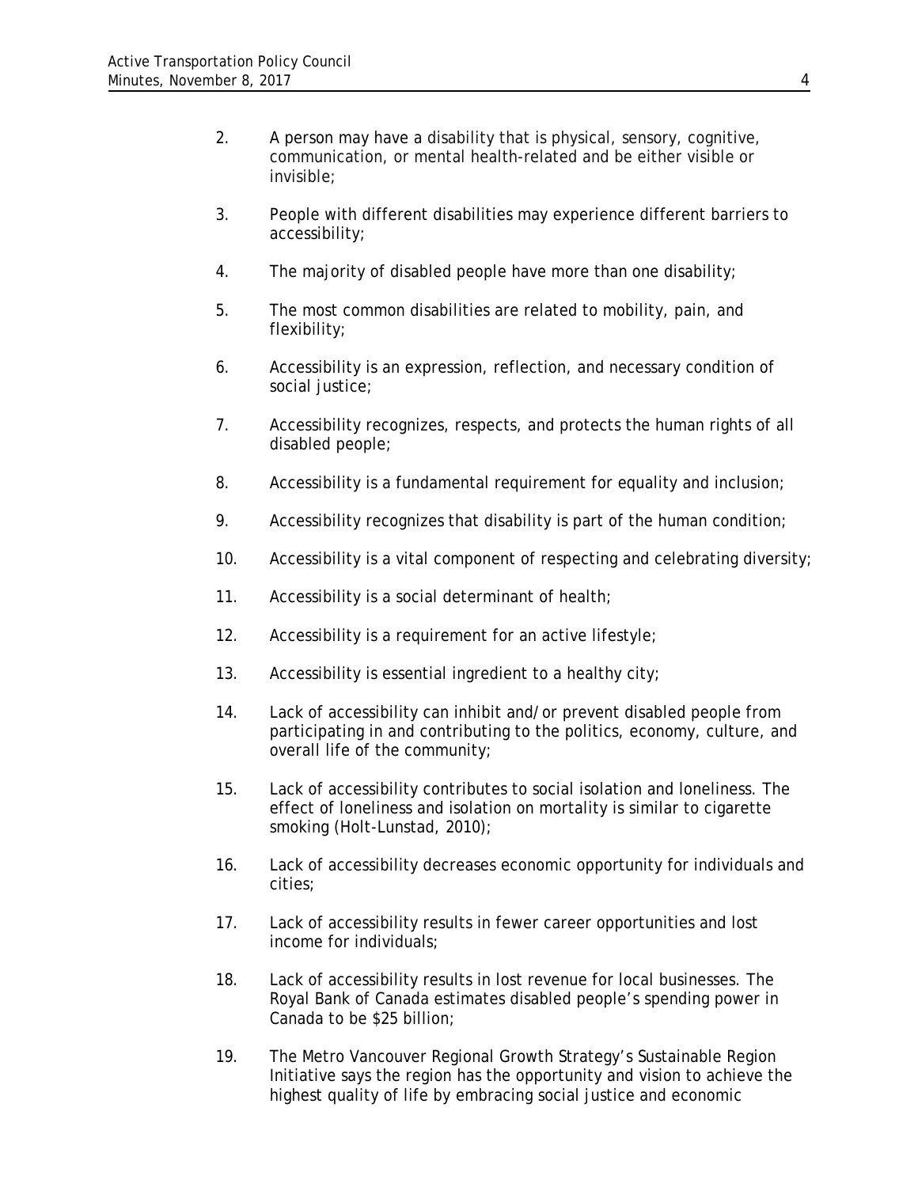2. A person may have a disability that is physical, sensory, cognitive, communication, or mental health-related and be either visible or invisible;

3. People with different disabilities may experience different barriers to accessibility;

4. The majority of disabled people have more than one disability;

5. The most common disabilities are related to mobility, pain, and flexibility;

6. Accessibility is an expression, reflection, and necessary condition of social justice;

7. Accessibility recognizes, respects, and protects the human rights of all disabled people;

8. Accessibility is a fundamental requirement for equality and inclusion;

9. Accessibility recognizes that disability is part of the human condition;

10. Accessibility is a vital component of respecting and celebrating diversity;

11. Accessibility is a social determinant of health;

12. Accessibility is a requirement for an active lifestyle;

13. Accessibility is essential ingredient to a healthy city;

14. Lack of accessibility can inhibit and/or prevent disabled people from participating in and contributing to the politics, economy, culture, and overall life of the community;

15. Lack of accessibility contributes to social isolation and loneliness. The effect of loneliness and isolation on mortality is similar to cigarette smoking (Holt-Lunstad, 2010);

16. Lack of accessibility decreases economic opportunity for individuals and cities;

17. Lack of accessibility results in fewer career opportunities and lost income for individuals;

18. Lack of accessibility results in lost revenue for local businesses. The Royal Bank of Canada estimates disabled people's spending power in Canada to be $25 billion;

19. The Metro Vancouver Regional Growth Strategy's Sustainable Region Initiative says the region has the opportunity and vision to achieve the highest quality of life by embracing social justice and economic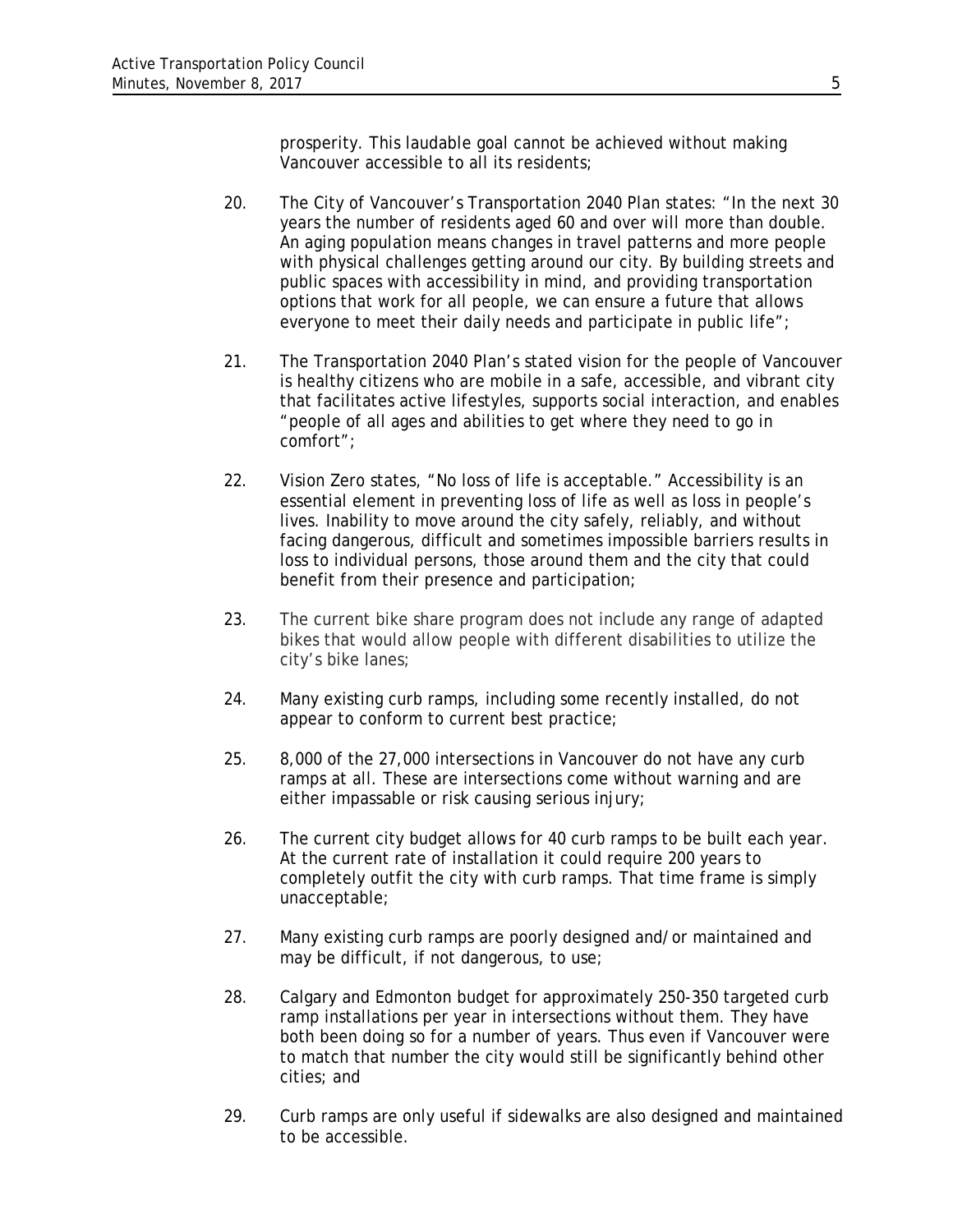prosperity. This laudable goal cannot be achieved without making Vancouver accessible to all its residents;

20. The City of Vancouver's Transportation 2040 Plan states: "In the next 30 years the number of residents aged 60 and over will more than double. An aging population means changes in travel patterns and more people with physical challenges getting around our city. By building streets and public spaces with accessibility in mind, and providing transportation options that work for all people, we can ensure a future that allows everyone to meet their daily needs and participate in public life";

21. The Transportation 2040 Plan's stated vision for the people of Vancouver is healthy citizens who are mobile in a safe, accessible, and vibrant city that facilitates active lifestyles, supports social interaction, and enables "people of all ages and abilities to get where they need to go in comfort";

22. Vision Zero states, "No loss of life is acceptable." Accessibility is an essential element in preventing loss of life as well as loss in people's lives. Inability to move around the city safely, reliably, and without facing dangerous, difficult and sometimes impossible barriers results in loss to individual persons, those around them and the city that could benefit from their presence and participation;

23. The current bike share program does not include any range of adapted bikes that would allow people with different disabilities to utilize the city's bike lanes;

24. Many existing curb ramps, including some recently installed, do not appear to conform to current best practice;

25. 8,000 of the 27,000 intersections in Vancouver do not have any curb ramps at all. These are intersections come without warning and are either impassable or risk causing serious injury;

26. The current city budget allows for 40 curb ramps to be built each year. At the current rate of installation it could require 200 years to completely outfit the city with curb ramps. That time frame is simply unacceptable;

27. Many existing curb ramps are poorly designed and/or maintained and may be difficult, if not dangerous, to use;

28. Calgary and Edmonton budget for approximately 250-350 targeted curb ramp installations per year in intersections without them. They have both been doing so for a number of years. Thus even if Vancouver were to match that number the city would still be significantly behind other cities; and

29. Curb ramps are only useful if sidewalks are also designed and maintained to be accessible.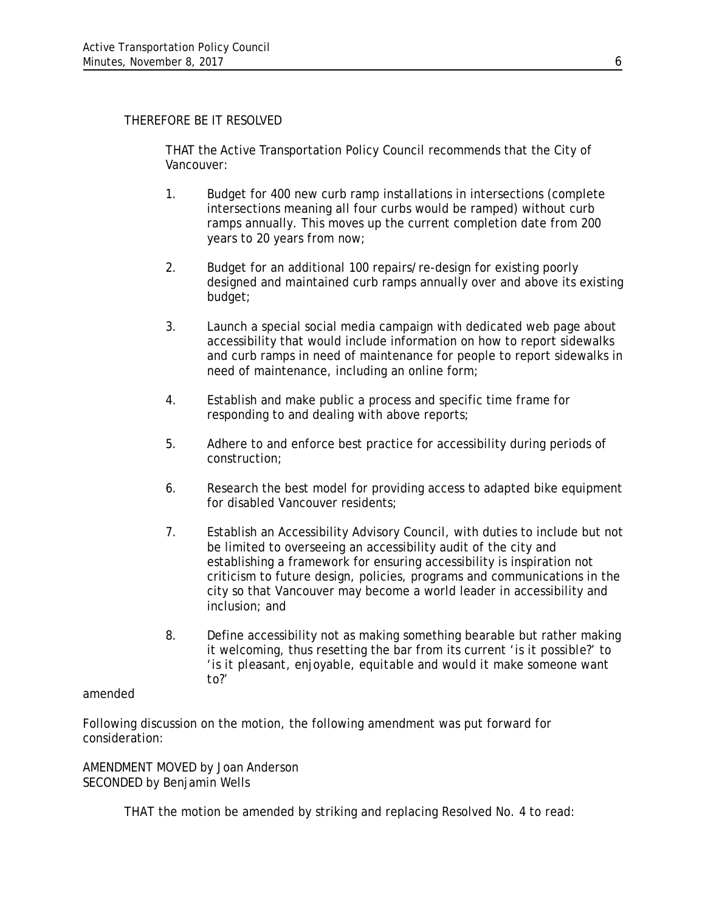THEREFORE BE IT RESOLVED

THAT the Active Transportation Policy Council recommends that the City of Vancouver:

1. Budget for 400 new curb ramp installations in intersections (complete intersections meaning all four curbs would be ramped) without curb ramps annually. This moves up the current completion date from 200 years to 20 years from now;

2. Budget for an additional 100 repairs/re-design for existing poorly designed and maintained curb ramps annually over and above its existing budget;

3. Launch a special social media campaign with dedicated web page about accessibility that would include information on how to report sidewalks and curb ramps in need of maintenance for people to report sidewalks in need of maintenance, including an online form;

4. Establish and make public a process and specific time frame for responding to and dealing with above reports;

5. Adhere to and enforce best practice for accessibility during periods of construction;

6. Research the best model for providing access to adapted bike equipment for disabled Vancouver residents;

7. Establish an Accessibility Advisory Council, with duties to include but not be limited to overseeing an accessibility audit of the city and establishing a framework for ensuring accessibility is inspiration not criticism to future design, policies, programs and communications in the city so that Vancouver may become a world leader in accessibility and inclusion; and

8. Define accessibility not as making something bearable but rather making it welcoming, thus resetting the bar from its current 'is it possible?' to '*is it pleasant, enjoyable, equitable and would it make someone want to?*'

amended

Following discussion on the motion, the following amendment was put forward for consideration:

AMENDMENT MOVED by Joan Anderson
SECONDED by Benjamin Wells

THAT the motion be amended by striking and replacing Resolved No. 4 to read: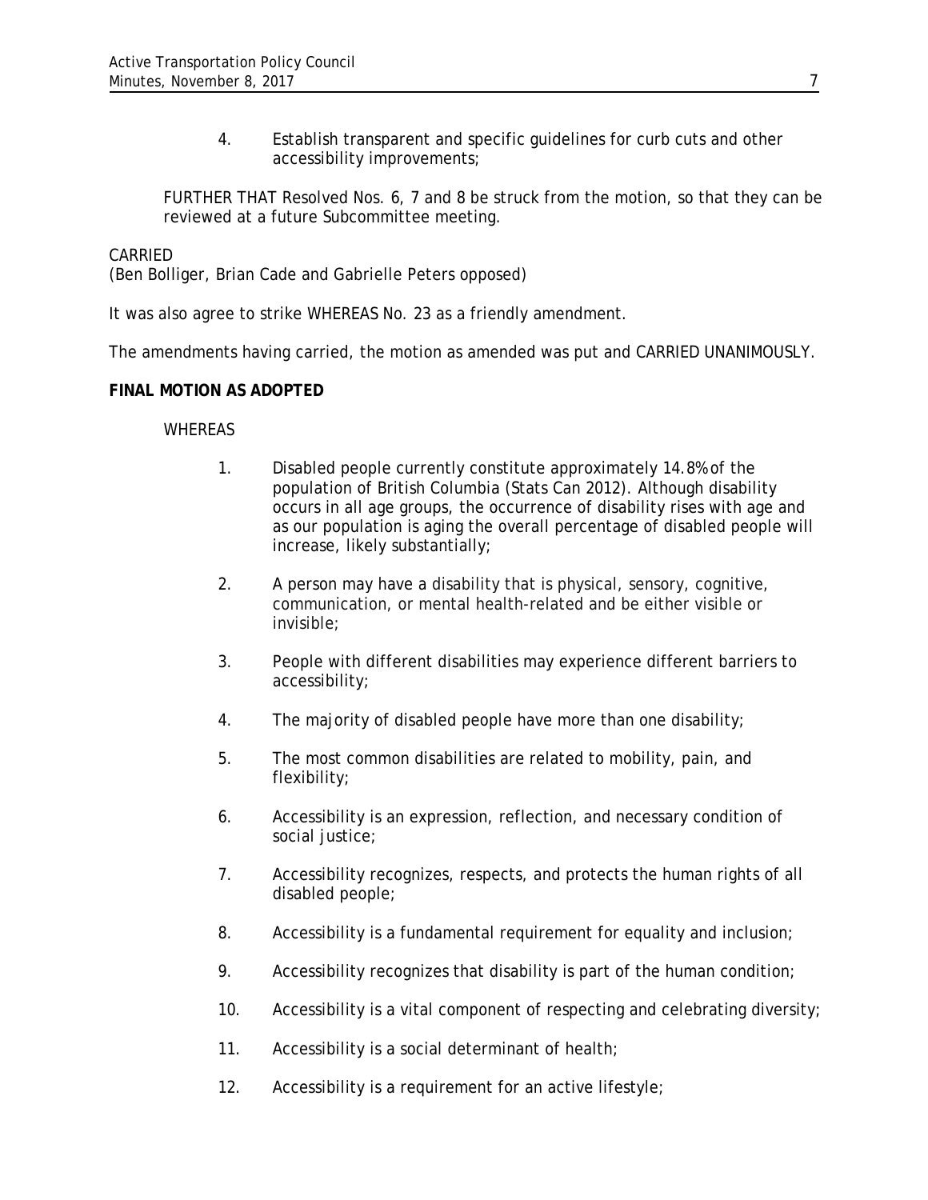4. Establish transparent and specific guidelines for curb cuts and other accessibility improvements;

FURTHER THAT Resolved Nos. 6, 7 and 8 be struck from the motion, so that they can be reviewed at a future Subcommittee meeting.

CARRIED
(Ben Bolliger, Brian Cade and Gabrielle Peters opposed)

It was also agree to strike WHEREAS No. 23 as a friendly amendment.

The amendments having carried, the motion as amended was put and CARRIED UNANIMOUSLY.

**FINAL MOTION AS ADOPTED**

WHEREAS

1. Disabled people currently constitute approximately 14.8% of the population of British Columbia (Stats Can 2012). Although disability occurs in all age groups, the occurrence of disability rises with age and as our population is aging the overall percentage of disabled people will increase, likely substantially;

2. A person may have a disability that is physical, sensory, cognitive, communication, or mental health-related and be either visible or invisible;

3. People with different disabilities may experience different barriers to accessibility;

4. The majority of disabled people have more than one disability;

5. The most common disabilities are related to mobility, pain, and flexibility;

6. Accessibility is an expression, reflection, and necessary condition of social justice;

7. Accessibility recognizes, respects, and protects the human rights of all disabled people;

8. Accessibility is a fundamental requirement for equality and inclusion;

9. Accessibility recognizes that disability is part of the human condition;

10. Accessibility is a vital component of respecting and celebrating diversity;

11. Accessibility is a social determinant of health;

12. Accessibility is a requirement for an active lifestyle;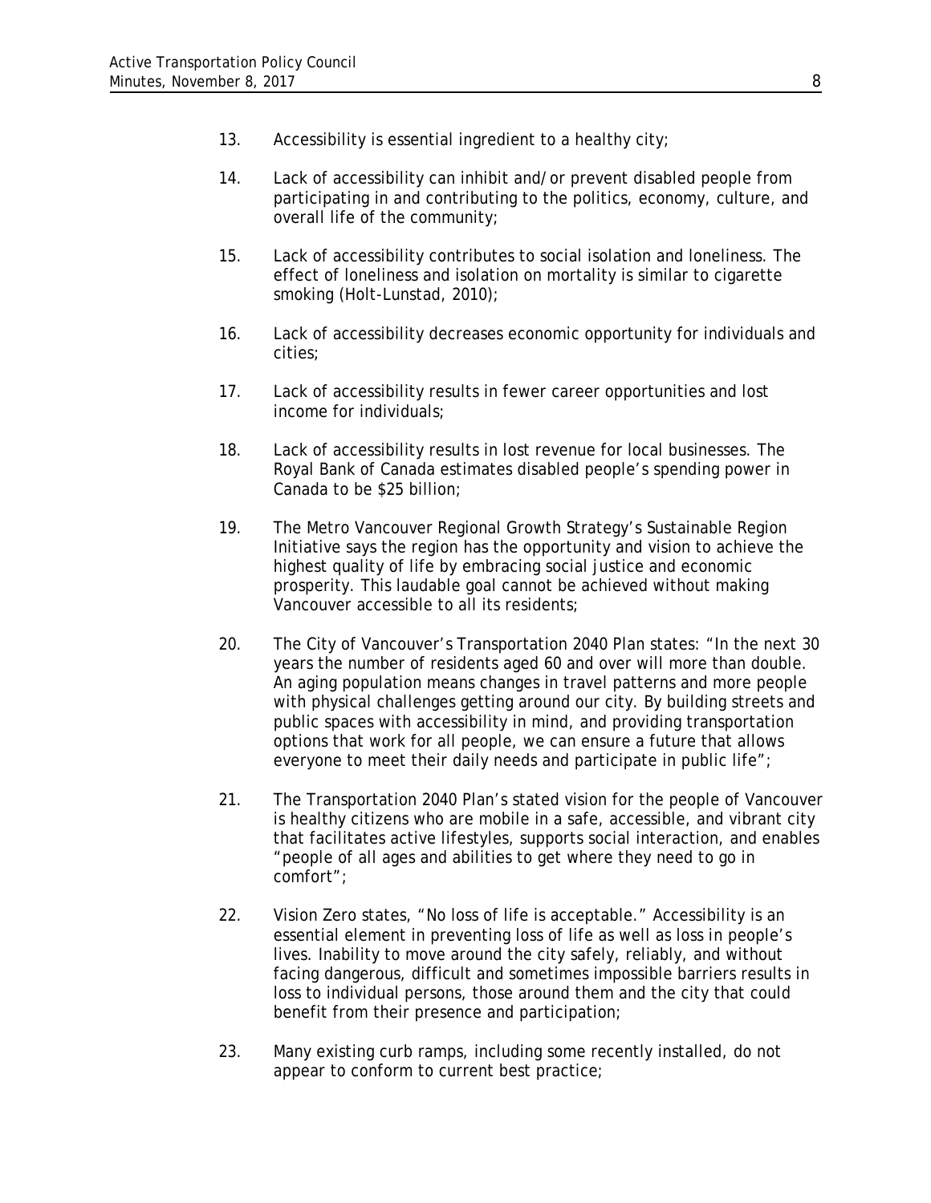13. Accessibility is essential ingredient to a healthy city;

14. Lack of accessibility can inhibit and/or prevent disabled people from participating in and contributing to the politics, economy, culture, and overall life of the community;

15. Lack of accessibility contributes to social isolation and loneliness. The effect of loneliness and isolation on mortality is similar to cigarette smoking (Holt-Lunstad, 2010);

16. Lack of accessibility decreases economic opportunity for individuals and cities;

17. Lack of accessibility results in fewer career opportunities and lost income for individuals;

18. Lack of accessibility results in lost revenue for local businesses. The Royal Bank of Canada estimates disabled people's spending power in Canada to be $25 billion;

19. The Metro Vancouver Regional Growth Strategy's Sustainable Region Initiative says the region has the opportunity and vision to achieve the highest quality of life by embracing social justice and economic prosperity. This laudable goal cannot be achieved without making Vancouver accessible to all its residents;

20. The City of Vancouver's Transportation 2040 Plan states: "In the next 30 years the number of residents aged 60 and over will more than double. An aging population means changes in travel patterns and more people with physical challenges getting around our city. By building streets and public spaces with accessibility in mind, and providing transportation options that work for all people, we can ensure a future that allows everyone to meet their daily needs and participate in public life";

21. The Transportation 2040 Plan's stated vision for the people of Vancouver is healthy citizens who are mobile in a safe, accessible, and vibrant city that facilitates active lifestyles, supports social interaction, and enables "people of all ages and abilities to get where they need to go in comfort";

22. Vision Zero states, "No loss of life is acceptable." Accessibility is an essential element in preventing loss of life as well as loss in people's lives. Inability to move around the city safely, reliably, and without facing dangerous, difficult and sometimes impossible barriers results in loss to individual persons, those around them and the city that could benefit from their presence and participation;

23. Many existing curb ramps, including some recently installed, do not appear to conform to current best practice;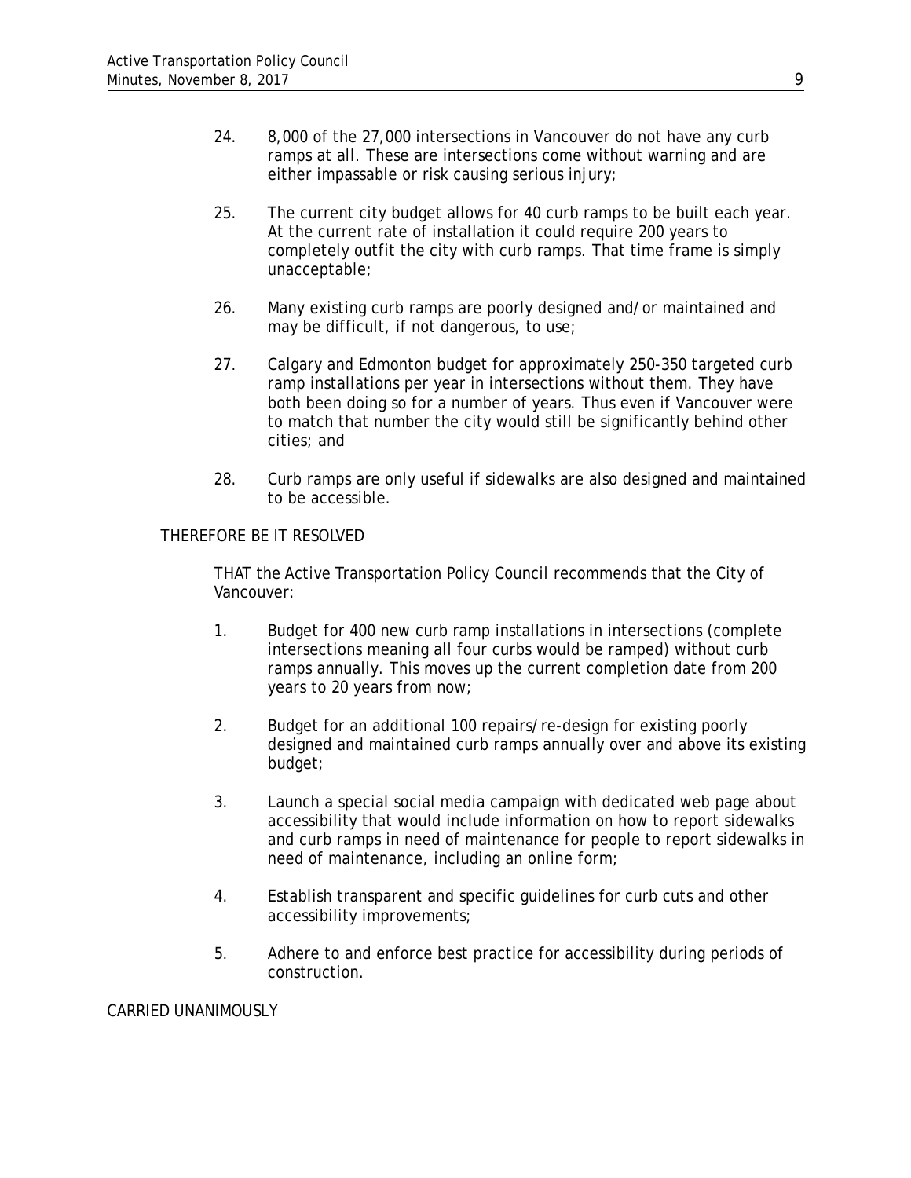24. 8,000 of the 27,000 intersections in Vancouver do not have any curb ramps at all. These are intersections come without warning and are either impassable or risk causing serious injury;

25. The current city budget allows for 40 curb ramps to be built each year. At the current rate of installation it could require 200 years to completely outfit the city with curb ramps. That time frame is simply unacceptable;

26. Many existing curb ramps are poorly designed and/or maintained and may be difficult, if not dangerous, to use;

27. Calgary and Edmonton budget for approximately 250-350 targeted curb ramp installations per year in intersections without them. They have both been doing so for a number of years. Thus even if Vancouver were to match that number the city would still be significantly behind other cities; and

28. Curb ramps are only useful if sidewalks are also designed and maintained to be accessible.

THEREFORE BE IT RESOLVED

THAT the Active Transportation Policy Council recommends that the City of Vancouver:

1. Budget for 400 new curb ramp installations in intersections (complete intersections meaning all four curbs would be ramped) without curb ramps annually. This moves up the current completion date from 200 years to 20 years from now;

2. Budget for an additional 100 repairs/re-design for existing poorly designed and maintained curb ramps annually over and above its existing budget;

3. Launch a special social media campaign with dedicated web page about accessibility that would include information on how to report sidewalks and curb ramps in need of maintenance for people to report sidewalks in need of maintenance, including an online form;

4. Establish transparent and specific guidelines for curb cuts and other accessibility improvements;

5. Adhere to and enforce best practice for accessibility during periods of construction.

CARRIED UNANIMOUSLY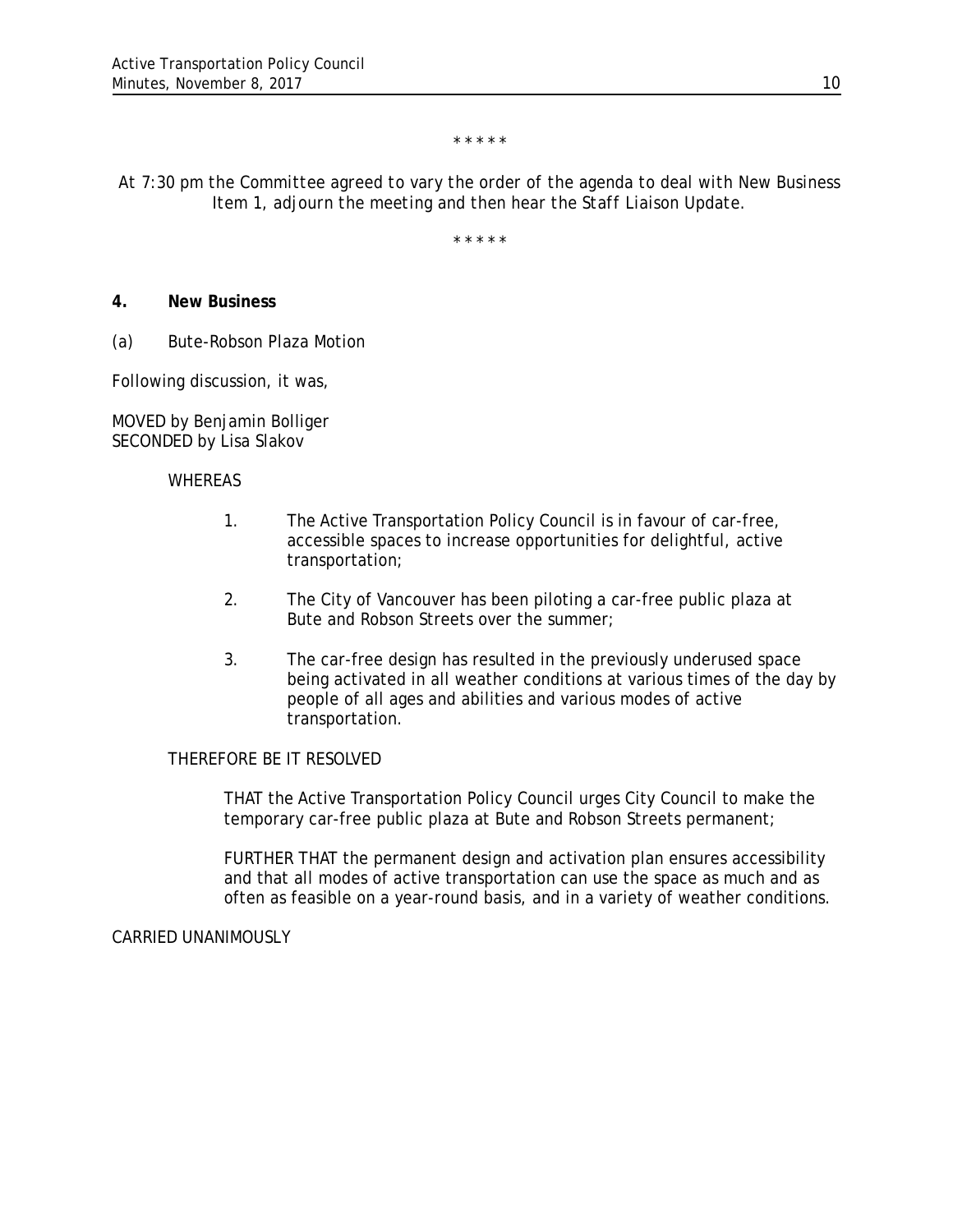\* \* \* \* \*

*At 7:30 pm the Committee agreed to vary the order of the agenda to deal with New Business Item 1, adjourn the meeting and then hear the Staff Liaison Update.*

\* \* \* \* \*

## 4. New Business

(a) Bute-Robson Plaza Motion

Following discussion, it was,

MOVED by Benjamin Bolliger
SECONDED by Lisa Slakov

WHEREAS

1. The Active Transportation Policy Council is in favour of car-free, accessible spaces to increase opportunities for delightful, active transportation;

2. The City of Vancouver has been piloting a car-free public plaza at Bute and Robson Streets over the summer;

3. The car-free design has resulted in the previously underused space being activated in all weather conditions at various times of the day by people of all ages and abilities and various modes of active transportation.

THEREFORE BE IT RESOLVED

THAT the Active Transportation Policy Council urges City Council to make the temporary car-free public plaza at Bute and Robson Streets permanent;

FURTHER THAT the permanent design and activation plan ensures accessibility and that all modes of active transportation can use the space as much and as often as feasible on a year-round basis, and in a variety of weather conditions.

CARRIED UNANIMOUSLY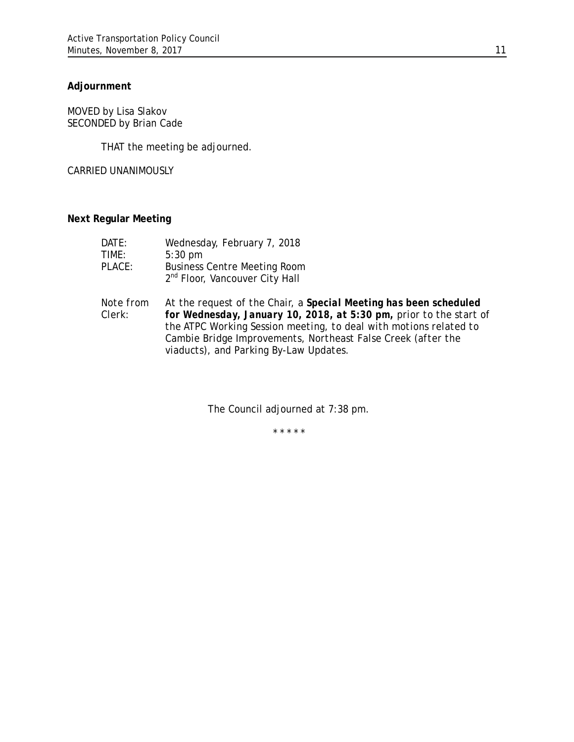**Adjournment**

MOVED by Lisa Slakov
SECONDED by Brian Cade

THAT the meeting be adjourned.

CARRIED UNANIMOUSLY

**Next Regular Meeting**

| | |
|---|---|
| DATE: | Wednesday, February 7, 2018 |
| TIME: | 5:30 pm |
| PLACE: | Business Centre Meeting Room<br>2nd Floor, Vancouver City Hall |

*Note from Clerk:* *At the request of the Chair, a* ***Special Meeting has been scheduled for Wednesday, January 10, 2018, at 5:30 pm,*** *prior to the start of the ATPC Working Session meeting, to deal with motions related to Cambie Bridge Improvements, Northeast False Creek (after the viaducts), and Parking By-Law Updates.*

The Council adjourned at 7:38 pm.

\* \* \* \* \*